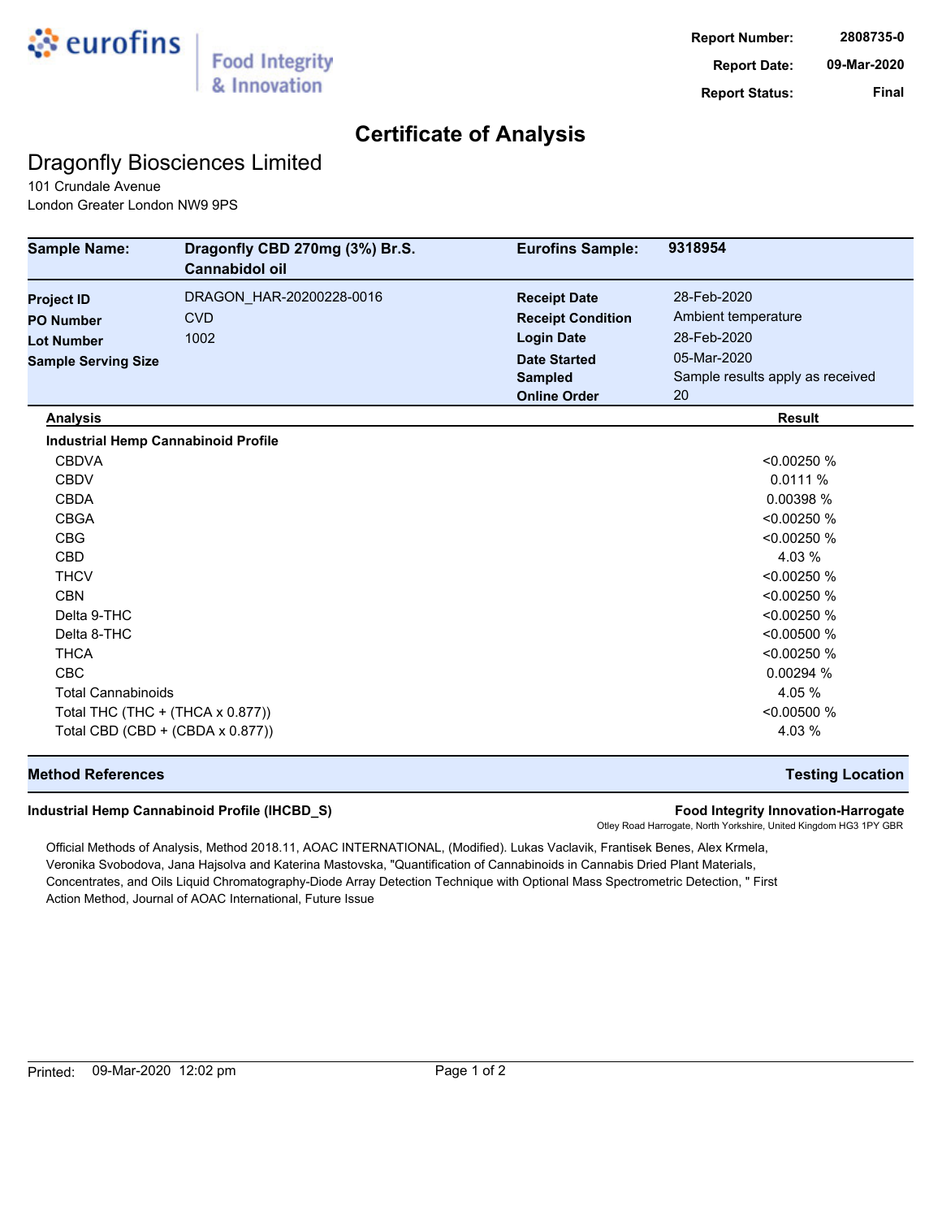**eurofins** | Food Integrity & Innovation

**Report Number:** 2808735-0
**Report Date:** 09-Mar-2020
**Report Status:** Final

# Certificate of Analysis

## Dragonfly Biosciences Limited

101 Crundale Avenue
London Greater London NW9 9PS

| | | | |
|---|---|---|---|
| **Sample Name:** | **Dragonfly CBD 270mg (3%) Br.S. Cannabidol oil** | **Eurofins Sample:** | **9318954** |
| **Project ID** | DRAGON_HAR-20200228-0016 | **Receipt Date** | 28-Feb-2020 |
| **PO Number** | CVD | **Receipt Condition** | Ambient temperature |
| **Lot Number** | 1002 | **Login Date** | 28-Feb-2020 |
| **Sample Serving Size** | | **Date Started** | 05-Mar-2020 |
| | | **Sampled** | Sample results apply as received |
| | | **Online Order** | 20 |

| **Analysis** | **Result** |
|---|---|
| **Industrial Hemp Cannabinoid Profile** | |
| CBDVA | <0.00250 % |
| CBDV | 0.0111 % |
| CBDA | 0.00398 % |
| CBGA | <0.00250 % |
| CBG | <0.00250 % |
| CBD | 4.03 % |
| THCV | <0.00250 % |
| CBN | <0.00250 % |
| Delta 9-THC | <0.00250 % |
| Delta 8-THC | <0.00500 % |
| THCA | <0.00250 % |
| CBC | 0.00294 % |
| Total Cannabinoids | 4.05 % |
| Total THC (THC + (THCA x 0.877)) | <0.00500 % |
| Total CBD (CBD + (CBDA x 0.877)) | 4.03 % |

| **Method References** | **Testing Location** |
|---|---|
| **Industrial Hemp Cannabinoid Profile (IHCBD_S)** | **Food Integrity Innovation-Harrogate** Otley Road Harrogate, North Yorkshire, United Kingdom HG3 1PY GBR |

Official Methods of Analysis, Method 2018.11, AOAC INTERNATIONAL, (Modified). Lukas Vaclavik, Frantisek Benes, Alex Krmela, Veronika Svobodova, Jana Hajsolva and Katerina Mastovska, "Quantification of Cannabinoids in Cannabis Dried Plant Materials, Concentrates, and Oils Liquid Chromatography-Diode Array Detection Technique with Optional Mass Spectrometric Detection, " First Action Method, Journal of AOAC International, Future Issue

Printed: 09-Mar-2020 12:02 pm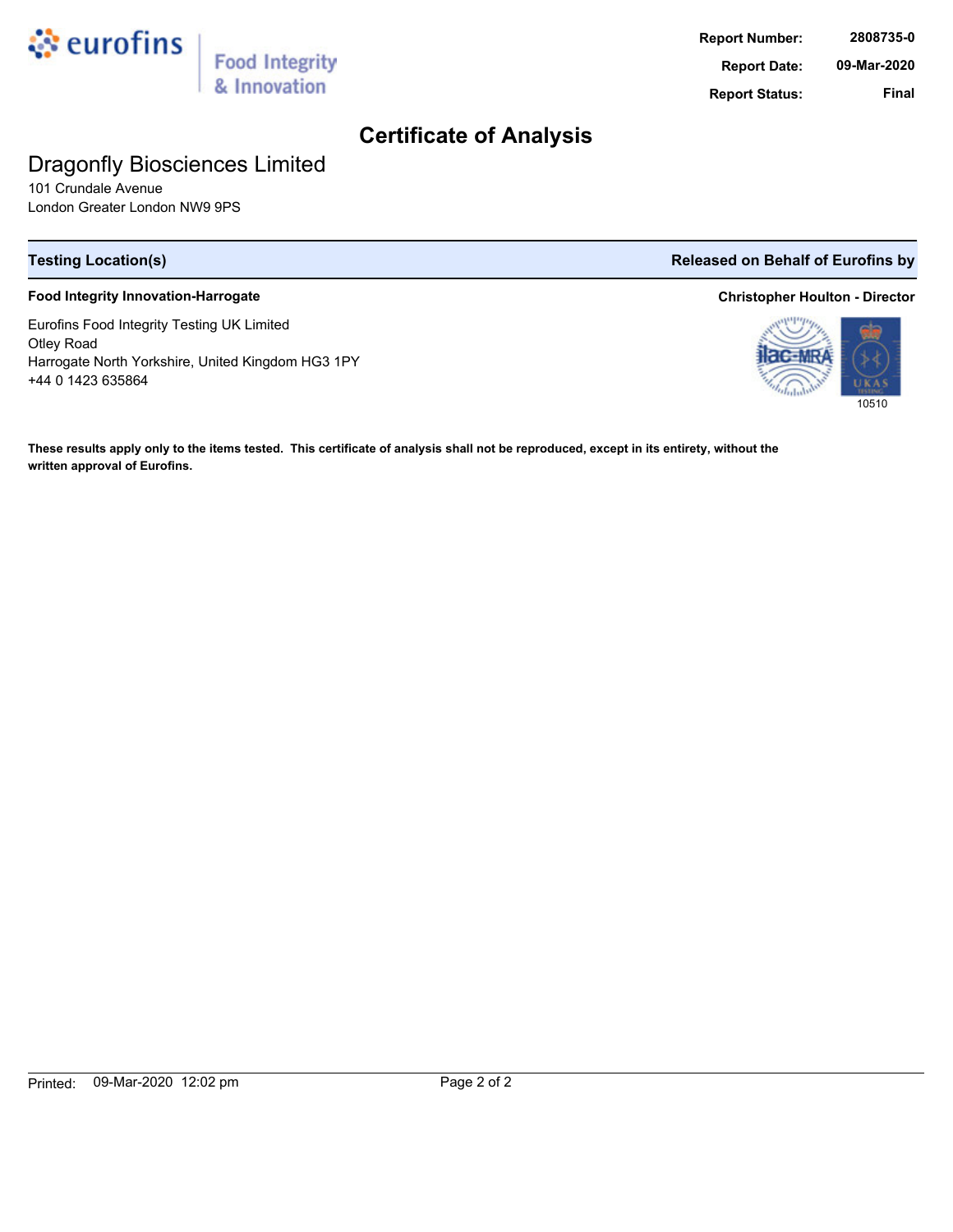eurofins | Food Integrity & Innovation

**Report Number:** 2808735-0
**Report Date:** 09-Mar-2020
**Report Status:** Final

# Certificate of Analysis

## Dragonfly Biosciences Limited

101 Crundale Avenue
London Greater London NW9 9PS

| Testing Location(s) | Released on Behalf of Eurofins by |
| --- | --- |
| **Food Integrity Innovation-Harrogate** | **Christopher Houlton - Director** |

Eurofins Food Integrity Testing UK Limited
Otley Road
Harrogate North Yorkshire, United Kingdom HG3 1PY
+44 0 1423 635864

ilac-MRA UKAS TESTING 10510

**These results apply only to the items tested. This certificate of analysis shall not be reproduced, except in its entirety, without the written approval of Eurofins.**

Printed: 09-Mar-2020 12:02 pm